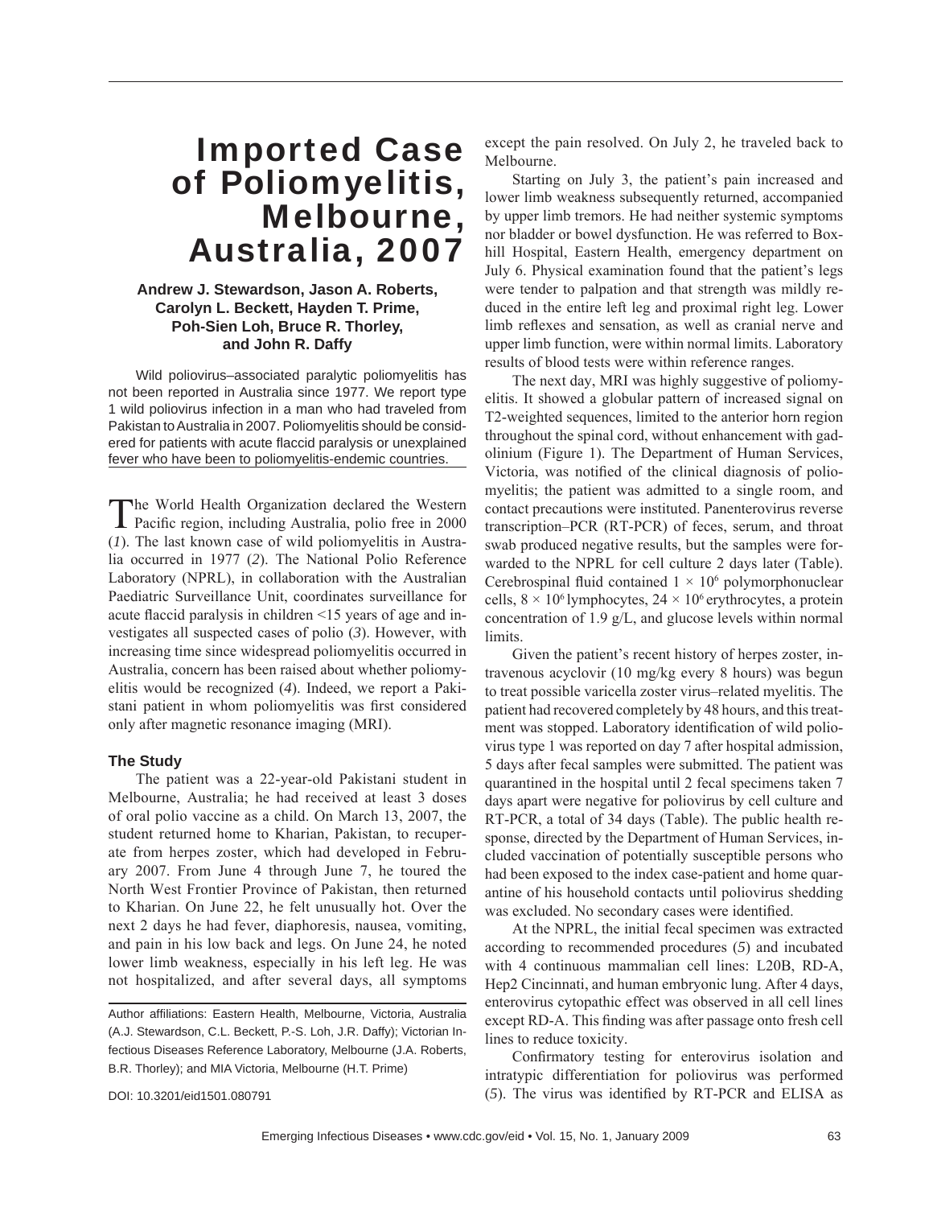# Imported Case of Poliomyelitis, Melbourne, Australia, 2007

**Andrew J. Stewardson, Jason A. Roberts, Carolyn L. Beckett, Hayden T. Prime, Poh-Sien Loh, Bruce R. Thorley, and John R. Daffy**

Wild poliovirus–associated paralytic poliomyelitis has not been reported in Australia since 1977. We report type 1 wild poliovirus infection in a man who had traveled from Pakistan to Australia in 2007. Poliomyelitis should be considered for patients with acute flaccid paralysis or unexplained fever who have been to poliomyelitis-endemic countries.

The World Health Organization declared the Western Pacific region, including Australia, polio free in 2000 (*1*). The last known case of wild poliomyelitis in Australia occurred in 1977 (*2*). The National Polio Reference Laboratory (NPRL), in collaboration with the Australian Paediatric Surveillance Unit, coordinates surveillance for acute flaccid paralysis in children <15 years of age and investigates all suspected cases of polio (*3*). However, with increasing time since widespread poliomyelitis occurred in Australia, concern has been raised about whether poliomyelitis would be recognized (*4*). Indeed, we report a Pakistani patient in whom poliomyelitis was first considered only after magnetic resonance imaging (MRI).

## The Study

The patient was a 22-year-old Pakistani student in Melbourne, Australia; he had received at least 3 doses of oral polio vaccine as a child. On March 13, 2007, the student returned home to Kharian, Pakistan, to recuperate from herpes zoster, which had developed in February 2007. From June 4 through June 7, he toured the North West Frontier Province of Pakistan, then returned to Kharian. On June 22, he felt unusually hot. Over the next 2 days he had fever, diaphoresis, nausea, vomiting, and pain in his low back and legs. On June 24, he noted lower limb weakness, especially in his left leg. He was not hospitalized, and after several days, all symptoms except the pain resolved. On July 2, he traveled back to Melbourne.

Starting on July 3, the patient's pain increased and lower limb weakness subsequently returned, accompanied by upper limb tremors. He had neither systemic symptoms nor bladder or bowel dysfunction. He was referred to Boxhill Hospital, Eastern Health, emergency department on July 6. Physical examination found that the patient's legs were tender to palpation and that strength was mildly reduced in the entire left leg and proximal right leg. Lower limb reflexes and sensation, as well as cranial nerve and upper limb function, were within normal limits. Laboratory results of blood tests were within reference ranges.

The next day, MRI was highly suggestive of poliomyelitis. It showed a globular pattern of increased signal on T2-weighted sequences, limited to the anterior horn region throughout the spinal cord, without enhancement with gadolinium (Figure 1). The Department of Human Services, Victoria, was notified of the clinical diagnosis of poliomyelitis; the patient was admitted to a single room, and contact precautions were instituted. Panenterovirus reverse transcription–PCR (RT-PCR) of feces, serum, and throat swab produced negative results, but the samples were forwarded to the NPRL for cell culture 2 days later (Table). Cerebrospinal fluid contained $1 \times 10^6$ polymorphonuclear cells, $8 \times 10^6$ lymphocytes, $24 \times 10^6$ erythrocytes, a protein concentration of 1.9 g/L, and glucose levels within normal limits.

Given the patient's recent history of herpes zoster, intravenous acyclovir (10 mg/kg every 8 hours) was begun to treat possible varicella zoster virus–related myelitis. The patient had recovered completely by 48 hours, and this treatment was stopped. Laboratory identification of wild poliovirus type 1 was reported on day 7 after hospital admission, 5 days after fecal samples were submitted. The patient was quarantined in the hospital until 2 fecal specimens taken 7 days apart were negative for poliovirus by cell culture and RT-PCR, a total of 34 days (Table). The public health response, directed by the Department of Human Services, included vaccination of potentially susceptible persons who had been exposed to the index case-patient and home quarantine of his household contacts until poliovirus shedding was excluded. No secondary cases were identified.

At the NPRL, the initial fecal specimen was extracted according to recommended procedures (*5*) and incubated with 4 continuous mammalian cell lines: L20B, RD-A, Hep2 Cincinnati, and human embryonic lung. After 4 days, enterovirus cytopathic effect was observed in all cell lines except RD-A. This finding was after passage onto fresh cell lines to reduce toxicity.

Confirmatory testing for enterovirus isolation and intratypic differentiation for poliovirus was performed (*5*). The virus was identified by RT-PCR and ELISA as

Author affiliations: Eastern Health, Melbourne, Victoria, Australia (A.J. Stewardson, C.L. Beckett, P.-S. Loh, J.R. Daffy); Victorian Infectious Diseases Reference Laboratory, Melbourne (J.A. Roberts, B.R. Thorley); and MIA Victoria, Melbourne (H.T. Prime)

DOI: 10.3201/eid1501.080791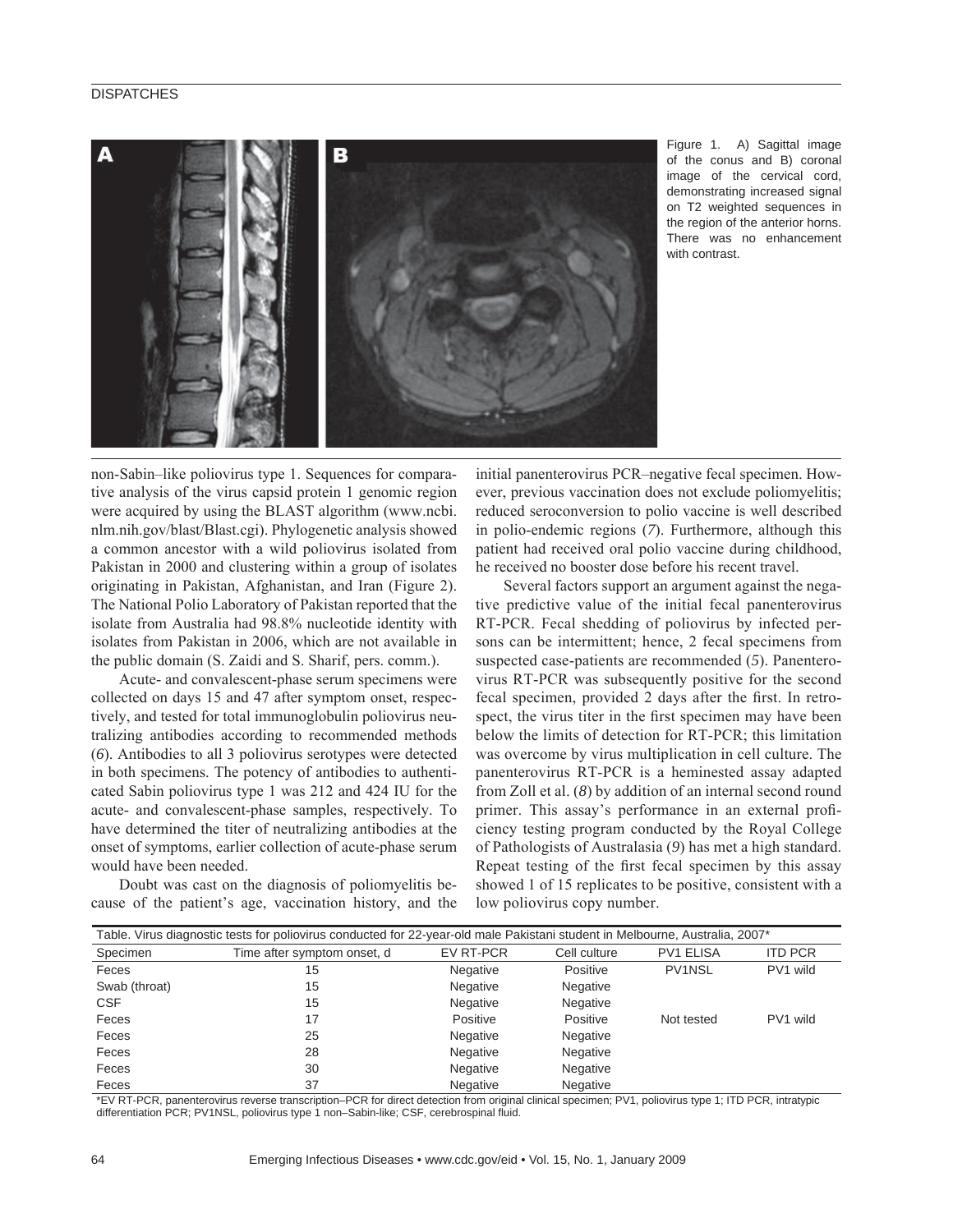Figure 1. A) Sagittal image of the conus and B) coronal image of the cervical cord, demonstrating increased signal on T2 weighted sequences in the region of the anterior horns. There was no enhancement with contrast.

non-Sabin–like poliovirus type 1. Sequences for comparative analysis of the virus capsid protein 1 genomic region were acquired by using the BLAST algorithm (www.ncbi.nlm.nih.gov/blast/Blast.cgi). Phylogenetic analysis showed a common ancestor with a wild poliovirus isolated from Pakistan in 2000 and clustering within a group of isolates originating in Pakistan, Afghanistan, and Iran (Figure 2). The National Polio Laboratory of Pakistan reported that the isolate from Australia had 98.8% nucleotide identity with isolates from Pakistan in 2006, which are not available in the public domain (S. Zaidi and S. Sharif, pers. comm.).

Acute- and convalescent-phase serum specimens were collected on days 15 and 47 after symptom onset, respectively, and tested for total immunoglobulin poliovirus neutralizing antibodies according to recommended methods (*6*). Antibodies to all 3 poliovirus serotypes were detected in both specimens. The potency of antibodies to authenticated Sabin poliovirus type 1 was 212 and 424 IU for the acute- and convalescent-phase samples, respectively. To have determined the titer of neutralizing antibodies at the onset of symptoms, earlier collection of acute-phase serum would have been needed.

Doubt was cast on the diagnosis of poliomyelitis because of the patient's age, vaccination history, and the initial panenterovirus PCR–negative fecal specimen. However, previous vaccination does not exclude poliomyelitis; reduced seroconversion to polio vaccine is well described in polio-endemic regions (*7*). Furthermore, although this patient had received oral polio vaccine during childhood, he received no booster dose before his recent travel.

Several factors support an argument against the negative predictive value of the initial fecal panenterovirus RT-PCR. Fecal shedding of poliovirus by infected persons can be intermittent; hence, 2 fecal specimens from suspected case-patients are recommended (*5*). Panenterovirus RT-PCR was subsequently positive for the second fecal specimen, provided 2 days after the first. In retrospect, the virus titer in the first specimen may have been below the limits of detection for RT-PCR; this limitation was overcome by virus multiplication in cell culture. The panenterovirus RT-PCR is a heminested assay adapted from Zoll et al. (*8*) by addition of an internal second round primer. This assay's performance in an external proficiency testing program conducted by the Royal College of Pathologists of Australasia (*9*) has met a high standard. Repeat testing of the first fecal specimen by this assay showed 1 of 15 replicates to be positive, consistent with a low poliovirus copy number.

Table. Virus diagnostic tests for poliovirus conducted for 22-year-old male Pakistani student in Melbourne, Australia, 2007*

| Specimen | Time after symptom onset, d | EV RT-PCR | Cell culture | PV1 ELISA | ITD PCR |
|---|---|---|---|---|---|
| Feces | 15 | Negative | Positive | PV1NSL | PV1 wild |
| Swab (throat) | 15 | Negative | Negative | | |
| CSF | 15 | Negative | Negative | | |
| Feces | 17 | Positive | Positive | Not tested | PV1 wild |
| Feces | 25 | Negative | Negative | | |
| Feces | 28 | Negative | Negative | | |
| Feces | 30 | Negative | Negative | | |
| Feces | 37 | Negative | Negative | | |

*EV RT-PCR, panenterovirus reverse transcription–PCR for direct detection from original clinical specimen; PV1, poliovirus type 1; ITD PCR, intratypic differentiation PCR; PV1NSL, poliovirus type 1 non–Sabin-like; CSF, cerebrospinal fluid.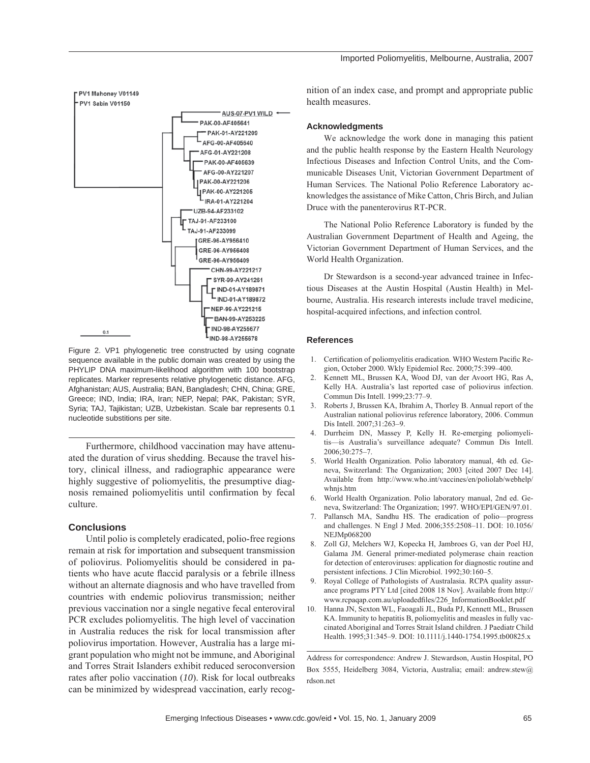PV1 Mahoney V01149
PV1 Sabin V01150
AUS-07-PV1 WILD
PAK-00-AF405641
PAK-01-AY221209
AFG-00-AF405640
AFG-01-AY221208
PAK-00-AF405639
AFG-00-AY221207
PAK-00-AY221206
PAK-00-AY221205
IRA-01-AY221204
UZB-94-AF233102
TAJ-91-AF233100
TAJ-91-AF233099
GRE-96-AY956410
GRE-96-AY956408
GRE-96-AY956409
CHN-99-AY221217
SYR-99-AY241261
IND-01-AY189871
IND-01-AY189872
NEP-99-AY221215
BAN-99-AY253225
IND-98-AY255677
IND-98-AY255678
0.1

Figure 2. VP1 phylogenetic tree constructed by using cognate sequence available in the public domain was created by using the PHYLIP DNA maximum-likelihood algorithm with 100 bootstrap replicates. Marker represents relative phylogenetic distance. AFG, Afghanistan; AUS, Australia; BAN, Bangladesh; CHN, China; GRE, Greece; IND, India; IRA, Iran; NEP, Nepal; PAK, Pakistan; SYR, Syria; TAJ, Tajikistan; UZB, Uzbekistan. Scale bar represents 0.1 nucleotide substitions per site.

Furthermore, childhood vaccination may have attenuated the duration of virus shedding. Because the travel history, clinical illness, and radiographic appearance were highly suggestive of poliomyelitis, the presumptive diagnosis remained poliomyelitis until confirmation by fecal culture.

## Conclusions

Until polio is completely eradicated, polio-free regions remain at risk for importation and subsequent transmission of poliovirus. Poliomyelitis should be considered in patients who have acute flaccid paralysis or a febrile illness without an alternate diagnosis and who have travelled from countries with endemic poliovirus transmission; neither previous vaccination nor a single negative fecal enteroviral PCR excludes poliomyelitis. The high level of vaccination in Australia reduces the risk for local transmission after poliovirus importation. However, Australia has a large migrant population who might not be immune, and Aboriginal and Torres Strait Islanders exhibit reduced seroconversion rates after polio vaccination (*10*). Risk for local outbreaks can be minimized by widespread vaccination, early recognition of an index case, and prompt and appropriate public health measures.

### Acknowledgments

We acknowledge the work done in managing this patient and the public health response by the Eastern Health Neurology Infectious Diseases and Infection Control Units, and the Communicable Diseases Unit, Victorian Government Department of Human Services. The National Polio Reference Laboratory acknowledges the assistance of Mike Catton, Chris Birch, and Julian Druce with the panenterovirus RT-PCR.

The National Polio Reference Laboratory is funded by the Australian Government Department of Health and Ageing, the Victorian Government Department of Human Services, and the World Health Organization.

Dr Stewardson is a second-year advanced trainee in Infectious Diseases at the Austin Hospital (Austin Health) in Melbourne, Australia. His research interests include travel medicine, hospital-acquired infections, and infection control.

### References

1. Certification of poliomyelitis eradication. WHO Western Pacific Region, October 2000. Wkly Epidemiol Rec. 2000;75:399–400.
2. Kennett ML, Brussen KA, Wood DJ, van der Avoort HG, Ras A, Kelly HA. Australia's last reported case of poliovirus infection. Commun Dis Intell. 1999;23:77–9.
3. Roberts J, Brussen KA, Ibrahim A, Thorley B. Annual report of the Australian national poliovirus reference laboratory, 2006. Commun Dis Intell. 2007;31:263–9.
4. Durrheim DN, Massey P, Kelly H. Re-emerging poliomyelitis—is Australia's surveillance adequate? Commun Dis Intell. 2006;30:275–7.
5. World Health Organization. Polio laboratory manual, 4th ed. Geneva, Switzerland: The Organization; 2003 [cited 2007 Dec 14]. Available from http://www.who.int/vaccines/en/poliolab/webhelp/whnjs.htm
6. World Health Organization. Polio laboratory manual, 2nd ed. Geneva, Switzerland: The Organization; 1997. WHO/EPI/GEN/97.01.
7. Pallansch MA, Sandhu HS. The eradication of polio—progress and challenges. N Engl J Med. 2006;355:2508–11. DOI: 10.1056/NEJMp068200
8. Zoll GJ, Melchers WJ, Kopecka H, Jambroes G, van der Poel HJ, Galama JM. General primer-mediated polymerase chain reaction for detection of enteroviruses: application for diagnostic routine and persistent infections. J Clin Microbiol. 1992;30:160–5.
9. Royal College of Pathologists of Australasia. RCPA quality assurance programs PTY Ltd [cited 2008 18 Nov]. Available from http://www.rcpaqap.com.au/uploadedfiles/226_InformationBooklet.pdf
10. Hanna JN, Sexton WL, Faoagali JL, Buda PJ, Kennett ML, Brussen KA. Immunity to hepatitis B, poliomyelitis and measles in fully vaccinated Aboriginal and Torres Strait Island children. J Paediatr Child Health. 1995;31:345–9. DOI: 10.1111/j.1440-1754.1995.tb00825.x

Address for correspondence: Andrew J. Stewardson, Austin Hospital, PO Box 5555, Heidelberg 3084, Victoria, Australia; email: andrew.stew@rdson.net